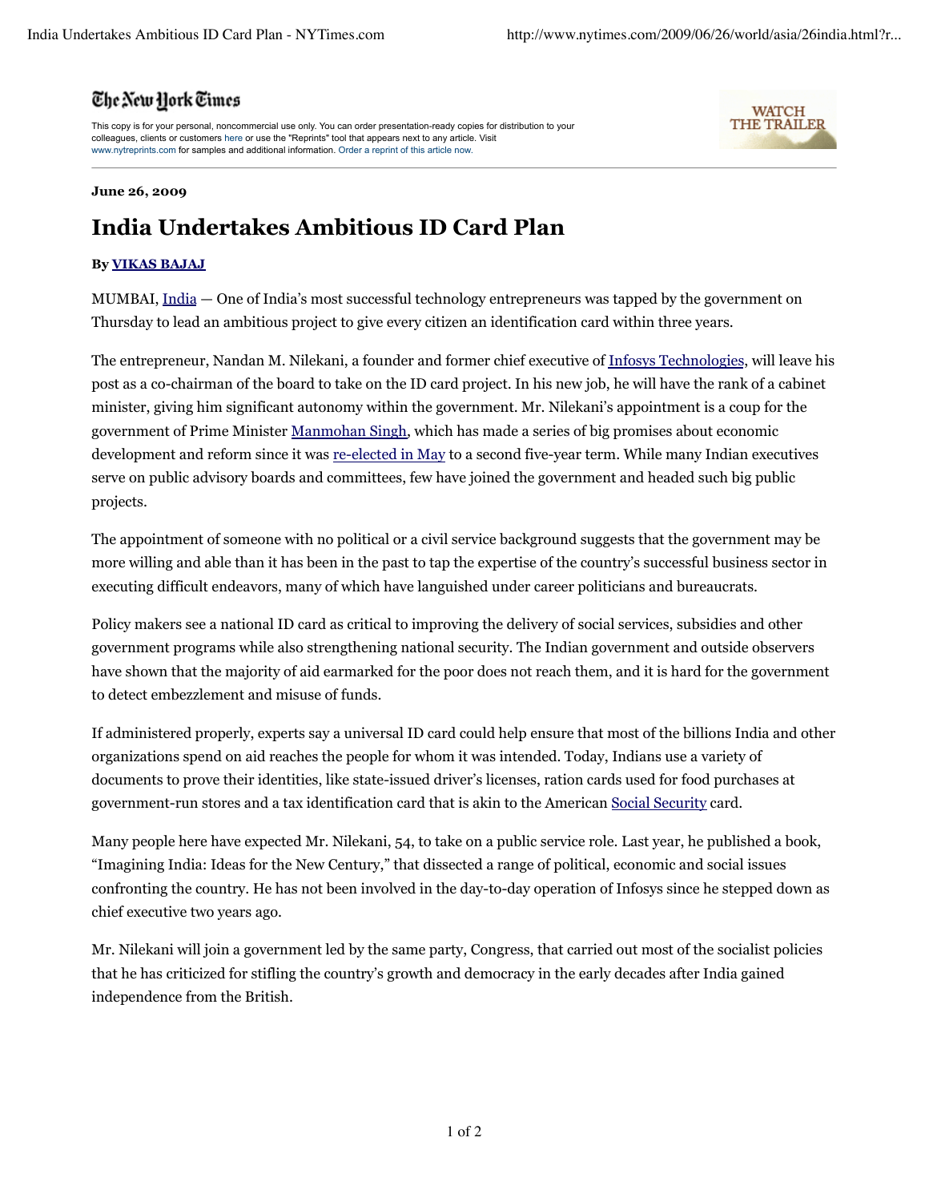The New York Times

This copy is for your personal, noncommercial use only. You can order presentation-ready copies for distribution to your colleagues, clients or customers here or use the "Reprints" tool that appears next to any article. Visit www.nytreprints.com for samples and additional information. Order a reprint of this article now.

WATCH THE TRAILER

**June 26, 2009**

# India Undertakes Ambitious ID Card Plan

**By VIKAS BAJAJ**

MUMBAI, India — One of India's most successful technology entrepreneurs was tapped by the government on Thursday to lead an ambitious project to give every citizen an identification card within three years.

The entrepreneur, Nandan M. Nilekani, a founder and former chief executive of Infosys Technologies, will leave his post as a co-chairman of the board to take on the ID card project. In his new job, he will have the rank of a cabinet minister, giving him significant autonomy within the government. Mr. Nilekani's appointment is a coup for the government of Prime Minister Manmohan Singh, which has made a series of big promises about economic development and reform since it was re-elected in May to a second five-year term. While many Indian executives serve on public advisory boards and committees, few have joined the government and headed such big public projects.

The appointment of someone with no political or a civil service background suggests that the government may be more willing and able than it has been in the past to tap the expertise of the country's successful business sector in executing difficult endeavors, many of which have languished under career politicians and bureaucrats.

Policy makers see a national ID card as critical to improving the delivery of social services, subsidies and other government programs while also strengthening national security. The Indian government and outside observers have shown that the majority of aid earmarked for the poor does not reach them, and it is hard for the government to detect embezzlement and misuse of funds.

If administered properly, experts say a universal ID card could help ensure that most of the billions India and other organizations spend on aid reaches the people for whom it was intended. Today, Indians use a variety of documents to prove their identities, like state-issued driver's licenses, ration cards used for food purchases at government-run stores and a tax identification card that is akin to the American Social Security card.

Many people here have expected Mr. Nilekani, 54, to take on a public service role. Last year, he published a book, "Imagining India: Ideas for the New Century," that dissected a range of political, economic and social issues confronting the country. He has not been involved in the day-to-day operation of Infosys since he stepped down as chief executive two years ago.

Mr. Nilekani will join a government led by the same party, Congress, that carried out most of the socialist policies that he has criticized for stifling the country's growth and democracy in the early decades after India gained independence from the British.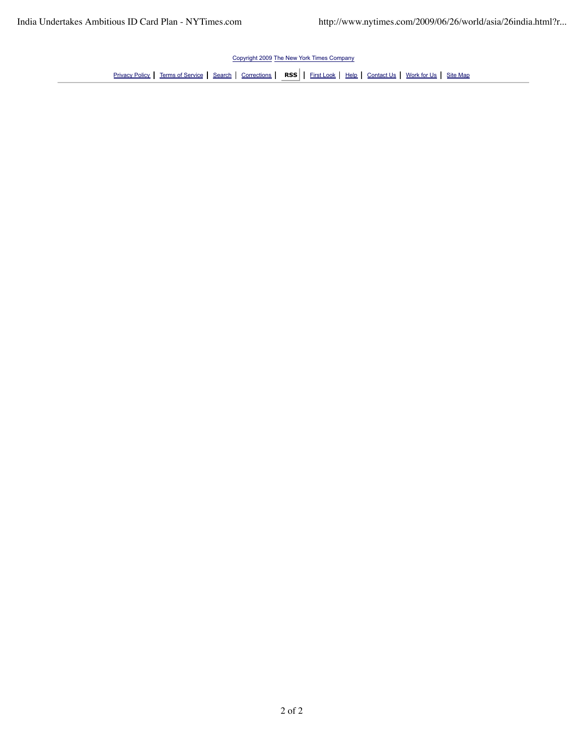Copyright 2009 The New York Times Company

Privacy Policy | Terms of Service | Search | Corrections | RSS | First Look | Help | Contact Us | Work for Us | Site Map